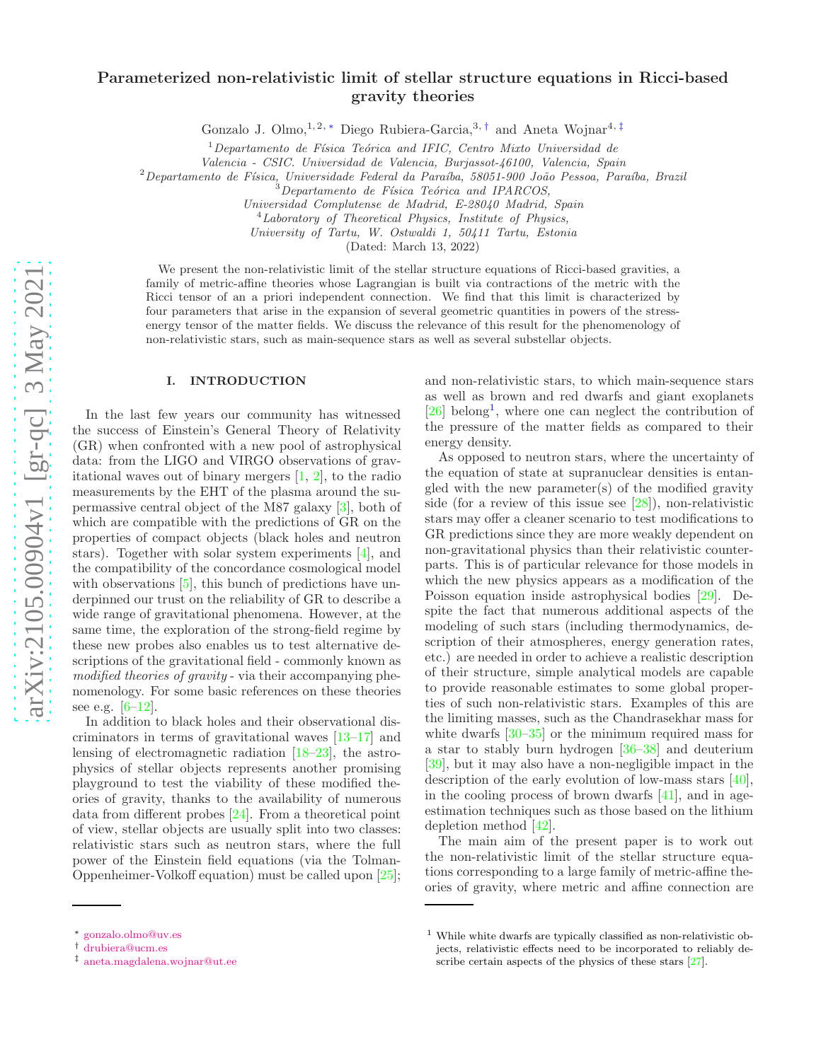# Parameterized non-relativistic limit of stellar structure equations in Ricci-based gravity theories

Gonzalo J. Olmo,[1,2,*] Diego Rubiera-Garcia,[3,†] and Aneta Wojnar[4,‡]

[1] *Departamento de Física Teórica and IFIC, Centro Mixto Universidad de Valencia - CSIC. Universidad de Valencia, Burjassot-46100, Valencia, Spain*

[2] *Departamento de Física, Universidade Federal da Paraíba, 58051-900 João Pessoa, Paraíba, Brazil*

[3] *Departamento de Física Teórica and IPARCOS, Universidad Complutense de Madrid, E-28040 Madrid, Spain*

[4] *Laboratory of Theoretical Physics, Institute of Physics, University of Tartu, W. Ostwaldi 1, 50411 Tartu, Estonia*

(Dated: March 13, 2022)

We present the non-relativistic limit of the stellar structure equations of Ricci-based gravities, a family of metric-affine theories whose Lagrangian is built via contractions of the metric with the Ricci tensor of an a priori independent connection. We find that this limit is characterized by four parameters that arise in the expansion of several geometric quantities in powers of the stress-energy tensor of the matter fields. We discuss the relevance of this result for the phenomenology of non-relativistic stars, such as main-sequence stars as well as several substellar objects.

## I. INTRODUCTION

In the last few years our community has witnessed the success of Einstein's General Theory of Relativity (GR) when confronted with a new pool of astrophysical data: from the LIGO and VIRGO observations of gravitational waves out of binary mergers [1, 2], to the radio measurements by the EHT of the plasma around the supermassive central object of the M87 galaxy [3], both of which are compatible with the predictions of GR on the properties of compact objects (black holes and neutron stars). Together with solar system experiments [4], and the compatibility of the concordance cosmological model with observations [5], this bunch of predictions have underpinned our trust on the reliability of GR to describe a wide range of gravitational phenomena. However, at the same time, the exploration of the strong-field regime by these new probes also enables us to test alternative descriptions of the gravitational field - commonly known as *modified theories of gravity* - via their accompanying phenomenology. For some basic references on these theories see e.g. [6–12].

In addition to black holes and their observational discriminators in terms of gravitational waves [13–17] and lensing of electromagnetic radiation [18–23], the astrophysics of stellar objects represents another promising playground to test the viability of these modified theories of gravity, thanks to the availability of numerous data from different probes [24]. From a theoretical point of view, stellar objects are usually split into two classes: relativistic stars such as neutron stars, where the full power of the Einstein field equations (via the Tolman-Oppenheimer-Volkoff equation) must be called upon [25]; and non-relativistic stars, to which main-sequence stars as well as brown and red dwarfs and giant exoplanets [26] belong[1], where one can neglect the contribution of the pressure of the matter fields as compared to their energy density.

As opposed to neutron stars, where the uncertainty of the equation of state at supranuclear densities is entangled with the new parameter(s) of the modified gravity side (for a review of this issue see [28]), non-relativistic stars may offer a cleaner scenario to test modifications to GR predictions since they are more weakly dependent on non-gravitational physics than their relativistic counterparts. This is of particular relevance for those models in which the new physics appears as a modification of the Poisson equation inside astrophysical bodies [29]. Despite the fact that numerous additional aspects of the modeling of such stars (including thermodynamics, description of their atmospheres, energy generation rates, etc.) are needed in order to achieve a realistic description of their structure, simple analytical models are capable to provide reasonable estimates to some global properties of such non-relativistic stars. Examples of this are the limiting masses, such as the Chandrasekhar mass for white dwarfs [30–35] or the minimum required mass for a star to stably burn hydrogen [36–38] and deuterium [39], but it may also have a non-negligible impact in the description of the early evolution of low-mass stars [40], in the cooling process of brown dwarfs [41], and in age-estimation techniques such as those based on the lithium depletion method [42].

The main aim of the present paper is to work out the non-relativistic limit of the stellar structure equations corresponding to a large family of metric-affine theories of gravity, where metric and affine connection are

---

* gonzalo.olmo@uv.es

† drubiera@ucm.es

‡ aneta.magdalena.wojnar@ut.ee

[1] While white dwarfs are typically classified as non-relativistic objects, relativistic effects need to be incorporated to reliably describe certain aspects of the physics of these stars [27].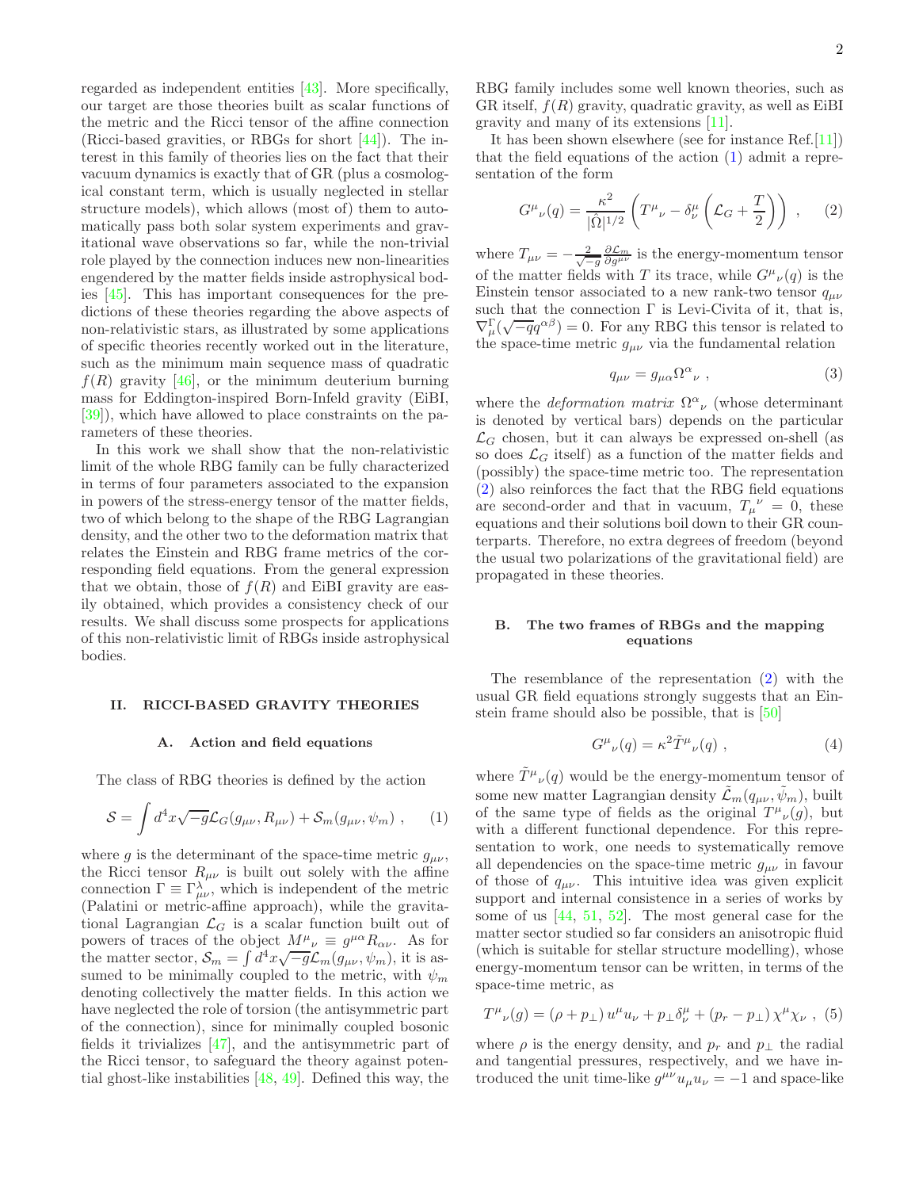regarded as independent entities [43]. More specifically, our target are those theories built as scalar functions of the metric and the Ricci tensor of the affine connection (Ricci-based gravities, or RBGs for short [44]). The interest in this family of theories lies on the fact that their vacuum dynamics is exactly that of GR (plus a cosmological constant term, which is usually neglected in stellar structure models), which allows (most of) them to automatically pass both solar system experiments and gravitational wave observations so far, while the non-trivial role played by the connection induces new non-linearities engendered by the matter fields inside astrophysical bodies [45]. This has important consequences for the predictions of these theories regarding the above aspects of non-relativistic stars, as illustrated by some applications of specific theories recently worked out in the literature, such as the minimum main sequence mass of quadratic $f(R)$ gravity [46], or the minimum deuterium burning mass for Eddington-inspired Born-Infeld gravity (EiBI, [39]), which have allowed to place constraints on the parameters of these theories.

In this work we shall show that the non-relativistic limit of the whole RBG family can be fully characterized in terms of four parameters associated to the expansion in powers of the stress-energy tensor of the matter fields, two of which belong to the shape of the RBG Lagrangian density, and the other two to the deformation matrix that relates the Einstein and RBG frame metrics of the corresponding field equations. From the general expression that we obtain, those of $f(R)$ and EiBI gravity are easily obtained, which provides a consistency check of our results. We shall discuss some prospects for applications of this non-relativistic limit of RBGs inside astrophysical bodies.

## II. RICCI-BASED GRAVITY THEORIES

### A. Action and field equations

The class of RBG theories is defined by the action

$$\mathcal{S} = \int d^4x \sqrt{-g}\mathcal{L}_G(g_{\mu\nu}, R_{\mu\nu}) + \mathcal{S}_m(g_{\mu\nu}, \psi_m) \ , \qquad (1)$$

where $g$ is the determinant of the space-time metric $g_{\mu\nu}$, the Ricci tensor $R_{\mu\nu}$ is built out solely with the affine connection $\Gamma \equiv \Gamma^{\lambda}_{\mu\nu}$, which is independent of the metric (Palatini or metric-affine approach), while the gravitational Lagrangian $\mathcal{L}_G$ is a scalar function built out of powers of traces of the object $M^{\mu}{}_{\nu} \equiv g^{\mu\alpha}R_{\alpha\nu}$. As for the matter sector, $\mathcal{S}_m = \int d^4x\sqrt{-g}\mathcal{L}_m(g_{\mu\nu}, \psi_m)$, it is assumed to be minimally coupled to the metric, with $\psi_m$ denoting collectively the matter fields. In this action we have neglected the role of torsion (the antisymmetric part of the connection), since for minimally coupled bosonic fields it trivializes [47], and the antisymmetric part of the Ricci tensor, to safeguard the theory against potential ghost-like instabilities [48, 49]. Defined this way, the RBG family includes some well known theories, such as GR itself, $f(R)$ gravity, quadratic gravity, as well as EiBI gravity and many of its extensions [11].

It has been shown elsewhere (see for instance Ref.[11]) that the field equations of the action (1) admit a representation of the form

$$G^{\mu}{}_{\nu}(q) = \frac{\kappa^2}{|\hat{\Omega}|^{1/2}}\left(T^{\mu}{}_{\nu} - \delta^{\mu}_{\nu}\left(\mathcal{L}_G + \frac{T}{2}\right)\right) \ , \qquad (2)$$

where $T_{\mu\nu} = -\frac{2}{\sqrt{-g}}\frac{\partial \mathcal{L}_m}{\partial g^{\mu\nu}}$ is the energy-momentum tensor of the matter fields with $T$ its trace, while $G^{\mu}{}_{\nu}(q)$ is the Einstein tensor associated to a new rank-two tensor $q_{\mu\nu}$ such that the connection $\Gamma$ is Levi-Civita of it, that is, $\nabla^{\Gamma}_{\mu}(\sqrt{-q}q^{\alpha\beta}) = 0$. For any RBG this tensor is related to the space-time metric $g_{\mu\nu}$ via the fundamental relation

$$q_{\mu\nu} = g_{\mu\alpha}\Omega^{\alpha}{}_{\nu} \ , \qquad (3)$$

where the *deformation matrix* $\Omega^{\alpha}{}_{\nu}$ (whose determinant is denoted by vertical bars) depends on the particular $\mathcal{L}_G$ chosen, but it can always be expressed on-shell (as so does $\mathcal{L}_G$ itself) as a function of the matter fields and (possibly) the space-time metric too. The representation (2) also reinforces the fact that the RBG field equations are second-order and that in vacuum, $T_{\mu}{}^{\nu} = 0$, these equations and their solutions boil down to their GR counterparts. Therefore, no extra degrees of freedom (beyond the usual two polarizations of the gravitational field) are propagated in these theories.

### B. The two frames of RBGs and the mapping equations

The resemblance of the representation (2) with the usual GR field equations strongly suggests that an Einstein frame should also be possible, that is [50]

$$G^{\mu}{}_{\nu}(q) = \kappa^2\tilde{T}^{\mu}{}_{\nu}(q) \ , \qquad (4)$$

where $\tilde{T}^{\mu}{}_{\nu}(q)$ would be the energy-momentum tensor of some new matter Lagrangian density $\tilde{\mathcal{L}}_m(q_{\mu\nu}, \tilde{\psi}_m)$, built of the same type of fields as the original $T^{\mu}{}_{\nu}(g)$, but with a different functional dependence. For this representation to work, one needs to systematically remove all dependencies on the space-time metric $g_{\mu\nu}$ in favour of those of $q_{\mu\nu}$. This intuitive idea was given explicit support and internal consistence in a series of works by some of us [44, 51, 52]. The most general case for the matter sector studied so far considers an anisotropic fluid (which is suitable for stellar structure modelling), whose energy-momentum tensor can be written, in terms of the space-time metric, as

$$T^{\mu}{}_{\nu}(g) = (\rho + p_{\perp})\, u^{\mu}u_{\nu} + p_{\perp}\delta^{\mu}_{\nu} + (p_r - p_{\perp})\, \chi^{\mu}\chi_{\nu} \ , \qquad (5)$$

where $\rho$ is the energy density, and $p_r$ and $p_{\perp}$ the radial and tangential pressures, respectively, and we have introduced the unit time-like $g^{\mu\nu}u_{\mu}u_{\nu} = -1$ and space-like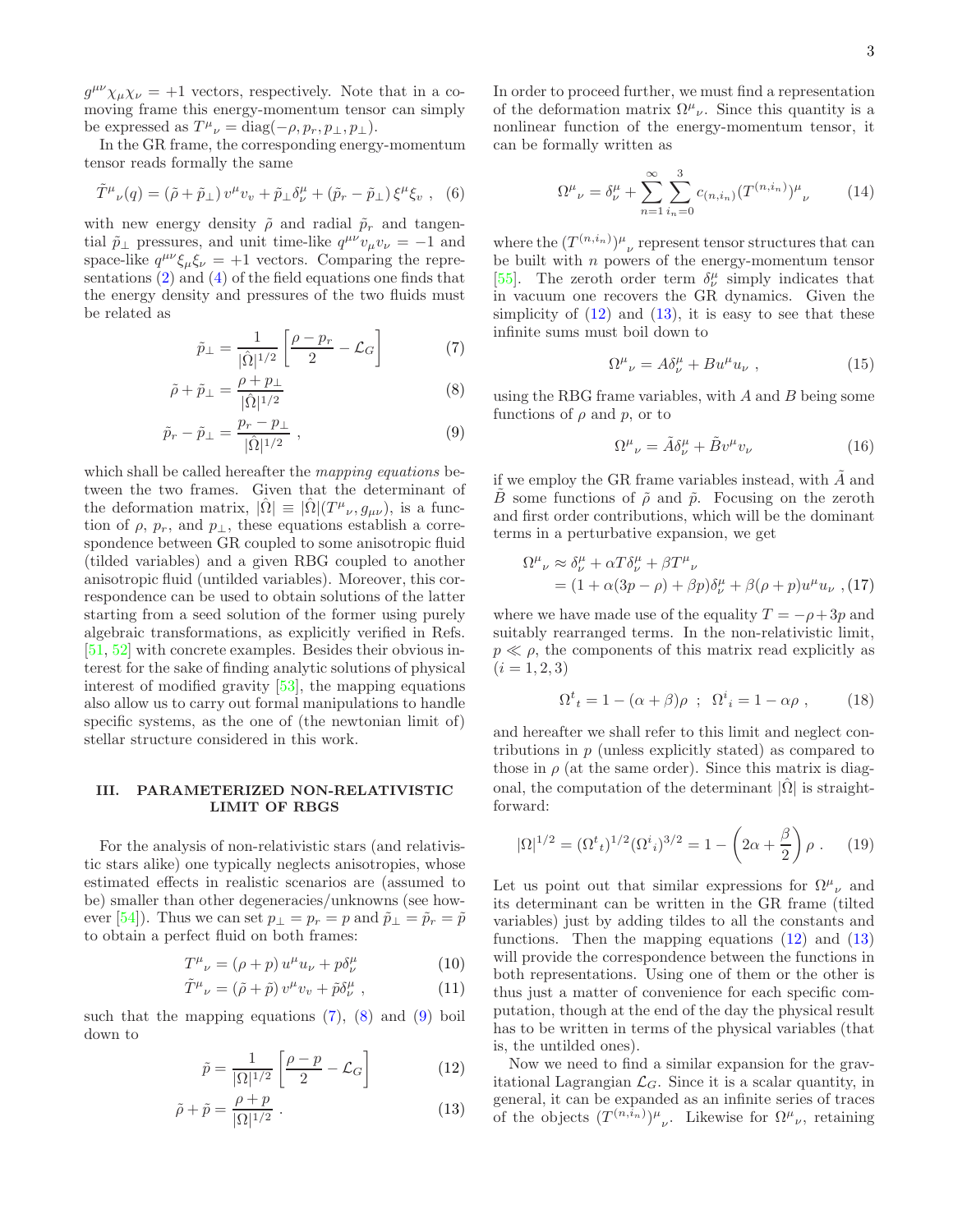$g^{\mu\nu}\chi_\mu\chi_\nu = +1$ vectors, respectively. Note that in a co-moving frame this energy-momentum tensor can simply be expressed as $T^\mu{}_\nu = \text{diag}(-\rho, p_r, p_\perp, p_\perp)$.

In the GR frame, the corresponding energy-momentum tensor reads formally the same

$$\tilde{T}^\mu{}_\nu(q) = (\tilde{\rho} + \tilde{p}_\perp)\, v^\mu v_v + \tilde{p}_\perp \delta^\mu_\nu + (\tilde{p}_r - \tilde{p}_\perp)\, \xi^\mu \xi_v \ , \quad (6)$$

with new energy density $\tilde{\rho}$ and radial $\tilde{p}_r$ and tangential $\tilde{p}_\perp$ pressures, and unit time-like $q^{\mu\nu}v_\mu v_\nu = -1$ and space-like $q^{\mu\nu}\xi_\mu\xi_\nu = +1$ vectors. Comparing the representations (2) and (4) of the field equations one finds that the energy density and pressures of the two fluids must be related as

$$\tilde{p}_\perp = \frac{1}{|\hat{\Omega}|^{1/2}}\left[\frac{\rho - p_r}{2} - \mathcal{L}_G\right] \quad (7)$$

$$\tilde{\rho} + \tilde{p}_\perp = \frac{\rho + p_\perp}{|\hat{\Omega}|^{1/2}} \quad (8)$$

$$\tilde{p}_r - \tilde{p}_\perp = \frac{p_r - p_\perp}{|\hat{\Omega}|^{1/2}} \ , \quad (9)$$

which shall be called hereafter the *mapping equations* between the two frames. Given that the determinant of the deformation matrix, $|\hat{\Omega}| \equiv |\hat{\Omega}|(T^\mu{}_\nu, g_{\mu\nu})$, is a function of $\rho$, $p_r$, and $p_\perp$, these equations establish a correspondence between GR coupled to some anisotropic fluid (tilded variables) and a given RBG coupled to another anisotropic fluid (untilded variables). Moreover, this correspondence can be used to obtain solutions of the latter starting from a seed solution of the former using purely algebraic transformations, as explicitly verified in Refs. [51, 52] with concrete examples. Besides their obvious interest for the sake of finding analytic solutions of physical interest of modified gravity [53], the mapping equations also allow us to carry out formal manipulations to handle specific systems, as the one of (the newtonian limit of) stellar structure considered in this work.

## III. PARAMETERIZED NON-RELATIVISTIC LIMIT OF RBGS

For the analysis of non-relativistic stars (and relativistic stars alike) one typically neglects anisotropies, whose estimated effects in realistic scenarios are (assumed to be) smaller than other degeneracies/unknowns (see however [54]). Thus we can set $p_\perp = p_r = p$ and $\tilde{p}_\perp = \tilde{p}_r = \tilde{p}$ to obtain a perfect fluid on both frames:

$$T^\mu{}_\nu = (\rho + p)\, u^\mu u_\nu + p\delta^\mu_\nu \quad (10)$$

$$\tilde{T}^\mu{}_\nu = (\tilde{\rho} + \tilde{p})\, v^\mu v_v + \tilde{p}\delta^\mu_\nu \ , \quad (11)$$

such that the mapping equations (7), (8) and (9) boil down to

$$\tilde{p} = \frac{1}{|\Omega|^{1/2}}\left[\frac{\rho - p}{2} - \mathcal{L}_G\right] \quad (12)$$

$$\tilde{\rho} + \tilde{p} = \frac{\rho + p}{|\Omega|^{1/2}} \ . \quad (13)$$

In order to proceed further, we must find a representation of the deformation matrix $\Omega^\mu{}_\nu$. Since this quantity is a nonlinear function of the energy-momentum tensor, it can be formally written as

$$\Omega^\mu{}_\nu = \delta^\mu_\nu + \sum_{n=1}^{\infty}\sum_{i_n=0}^{3} c_{(n,i_n)} (T^{(n,i_n)})^\mu{}_\nu \quad (14)$$

where the $(T^{(n,i_n)})^\mu{}_\nu$ represent tensor structures that can be built with $n$ powers of the energy-momentum tensor [55]. The zeroth order term $\delta^\mu_\nu$ simply indicates that in vacuum one recovers the GR dynamics. Given the simplicity of (12) and (13), it is easy to see that these infinite sums must boil down to

$$\Omega^\mu{}_\nu = A\delta^\mu_\nu + Bu^\mu u_\nu \ , \quad (15)$$

using the RBG frame variables, with $A$ and $B$ being some functions of $\rho$ and $p$, or to

$$\Omega^\mu{}_\nu = \tilde{A}\delta^\mu_\nu + \tilde{B}v^\mu v_\nu \quad (16)$$

if we employ the GR frame variables instead, with $\tilde{A}$ and $\tilde{B}$ some functions of $\tilde{\rho}$ and $\tilde{p}$. Focusing on the zeroth and first order contributions, which will be the dominant terms in a perturbative expansion, we get

$$\begin{aligned}\Omega^\mu{}_\nu &\approx \delta^\mu_\nu + \alpha T\delta^\mu_\nu + \beta T^\mu{}_\nu \\ &= (1 + \alpha(3p - \rho) + \beta p)\delta^\mu_\nu + \beta(\rho + p)u^\mu u_\nu \ , \end{aligned} \quad (17)$$

where we have made use of the equality $T = -\rho + 3p$ and suitably rearranged terms. In the non-relativistic limit, $p \ll \rho$, the components of this matrix read explicitly as $(i = 1, 2, 3)$

$$\Omega^t{}_t = 1 - (\alpha + \beta)\rho \ \ ; \ \ \Omega^i{}_i = 1 - \alpha\rho \ , \quad (18)$$

and hereafter we shall refer to this limit and neglect contributions in $p$ (unless explicitly stated) as compared to those in $\rho$ (at the same order). Since this matrix is diagonal, the computation of the determinant $|\hat{\Omega}|$ is straightforward:

$$|\Omega|^{1/2} = (\Omega^t{}_t)^{1/2}(\Omega^i{}_i)^{3/2} = 1 - \left(2\alpha + \frac{\beta}{2}\right)\rho \ . \quad (19)$$

Let us point out that similar expressions for $\Omega^\mu{}_\nu$ and its determinant can be written in the GR frame (tilted variables) just by adding tildes to all the constants and functions. Then the mapping equations (12) and (13) will provide the correspondence between the functions in both representations. Using one of them or the other is thus just a matter of convenience for each specific computation, though at the end of the day the physical result has to be written in terms of the physical variables (that is, the untilded ones).

Now we need to find a similar expansion for the gravitational Lagrangian $\mathcal{L}_G$. Since it is a scalar quantity, in general, it can be expanded as an infinite series of traces of the objects $(T^{(n,i_n)})^\mu{}_\nu$. Likewise for $\Omega^\mu{}_\nu$, retaining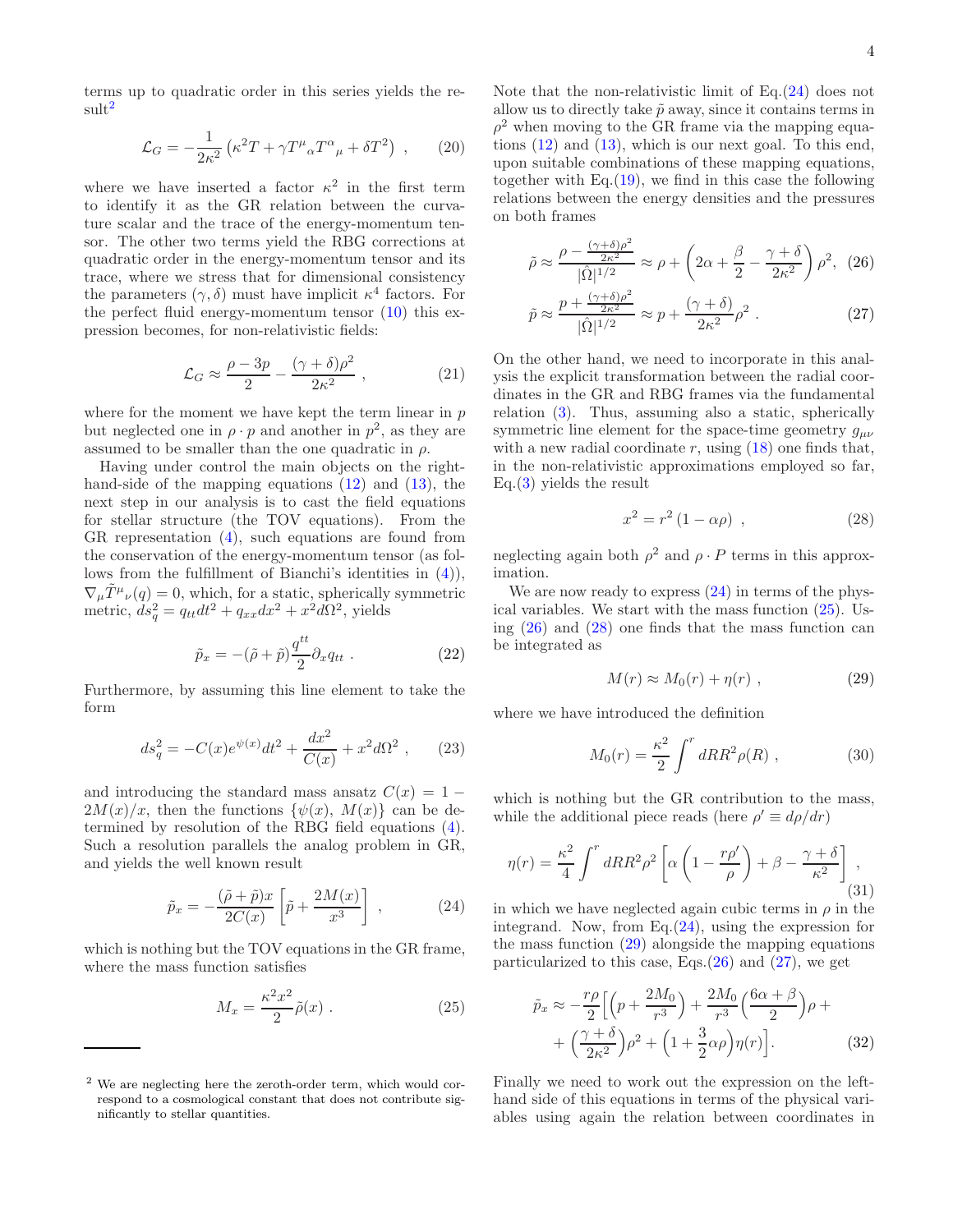terms up to quadratic order in this series yields the result[2]

$$\mathcal{L}_G = -\frac{1}{2\kappa^2}\left(\kappa^2 T + \gamma T^{\mu}{}_{\alpha}T^{\alpha}{}_{\mu} + \delta T^2\right) \ , \qquad (20)$$

where we have inserted a factor $\kappa^2$ in the first term to identify it as the GR relation between the curvature scalar and the trace of the energy-momentum tensor. The other two terms yield the RBG corrections at quadratic order in the energy-momentum tensor and its trace, where we stress that for dimensional consistency the parameters $(\gamma, \delta)$ must have implicit $\kappa^4$ factors. For the perfect fluid energy-momentum tensor (10) this expression becomes, for non-relativistic fields:

$$\mathcal{L}_G \approx \frac{\rho - 3p}{2} - \frac{(\gamma+\delta)\rho^2}{2\kappa^2} \ , \qquad (21)$$

where for the moment we have kept the term linear in $p$ but neglected one in $\rho \cdot p$ and another in $p^2$, as they are assumed to be smaller than the one quadratic in $\rho$.

Having under control the main objects on the right-hand-side of the mapping equations (12) and (13), the next step in our analysis is to cast the field equations for stellar structure (the TOV equations). From the GR representation (4), such equations are found from the conservation of the energy-momentum tensor (as follows from the fulfillment of Bianchi's identities in (4)), $\nabla_\mu \tilde{T}^{\mu}{}_{\nu}(q) = 0$, which, for a static, spherically symmetric metric, $ds_q^2 = q_{tt}dt^2 + q_{xx}dx^2 + x^2 d\Omega^2$, yields

$$\tilde{p}_x = -(\tilde{\rho} + \tilde{p})\frac{q^{tt}}{2}\partial_x q_{tt} \ . \qquad (22)$$

Furthermore, by assuming this line element to take the form

$$ds_q^2 = -C(x)e^{\psi(x)}dt^2 + \frac{dx^2}{C(x)} + x^2 d\Omega^2 \ , \qquad (23)$$

and introducing the standard mass ansatz $C(x) = 1 - 2M(x)/x$, then the functions $\{\psi(x), M(x)\}$ can be determined by resolution of the RBG field equations (4). Such a resolution parallels the analog problem in GR, and yields the well known result

$$\tilde{p}_x = -\frac{(\tilde{\rho} + \tilde{p})x}{2C(x)}\left[\tilde{p} + \frac{2M(x)}{x^3}\right] \ , \qquad (24)$$

which is nothing but the TOV equations in the GR frame, where the mass function satisfies

$$M_x = \frac{\kappa^2 x^2}{2}\tilde{\rho}(x) \ . \qquad (25)$$

[2] We are neglecting here the zeroth-order term, which would correspond to a cosmological constant that does not contribute significantly to stellar quantities.

Note that the non-relativistic limit of Eq.(24) does not allow us to directly take $\tilde{p}$ away, since it contains terms in $\rho^2$ when moving to the GR frame via the mapping equations (12) and (13), which is our next goal. To this end, upon suitable combinations of these mapping equations, together with Eq.(19), we find in this case the following relations between the energy densities and the pressures on both frames

$$\tilde{\rho} \approx \frac{\rho - \frac{(\gamma+\delta)\rho^2}{2\kappa^2}}{|\hat{\Omega}|^{1/2}} \approx \rho + \left(2\alpha + \frac{\beta}{2} - \frac{\gamma+\delta}{2\kappa^2}\right)\rho^2, \quad (26)$$

$$\tilde{p} \approx \frac{p + \frac{(\gamma+\delta)\rho^2}{2\kappa^2}}{|\hat{\Omega}|^{1/2}} \approx p + \frac{(\gamma+\delta)}{2\kappa^2}\rho^2 \ . \qquad (27)$$

On the other hand, we need to incorporate in this analysis the explicit transformation between the radial coordinates in the GR and RBG frames via the fundamental relation (3). Thus, assuming also a static, spherically symmetric line element for the space-time geometry $g_{\mu\nu}$ with a new radial coordinate $r$, using (18) one finds that, in the non-relativistic approximations employed so far, Eq.(3) yields the result

$$x^2 = r^2(1 - \alpha\rho) \ , \qquad (28)$$

neglecting again both $\rho^2$ and $\rho \cdot P$ terms in this approximation.

We are now ready to express (24) in terms of the physical variables. We start with the mass function (25). Using (26) and (28) one finds that the mass function can be integrated as

$$M(r) \approx M_0(r) + \eta(r) \ , \qquad (29)$$

where we have introduced the definition

$$M_0(r) = \frac{\kappa^2}{2}\int^r dR R^2 \rho(R) \ , \qquad (30)$$

which is nothing but the GR contribution to the mass, while the additional piece reads (here $\rho' \equiv d\rho/dr$)

$$\eta(r) = \frac{\kappa^2}{4}\int^r dR R^2 \rho^2 \left[\alpha\left(1 - \frac{r\rho'}{\rho}\right) + \beta - \frac{\gamma+\delta}{\kappa^2}\right] \ , \qquad (31)$$

in which we have neglected again cubic terms in $\rho$ in the integrand. Now, from Eq.(24), using the expression for the mass function (29) alongside the mapping equations particularized to this case, Eqs.(26) and (27), we get

$$\begin{aligned}\tilde{p}_x \approx -\frac{r\rho}{2}\Big[&\Big(p + \frac{2M_0}{r^3}\Big) + \frac{2M_0}{r^3}\Big(\frac{6\alpha+\beta}{2}\Big)\rho + \\ &+ \Big(\frac{\gamma+\delta}{2\kappa^2}\Big)\rho^2 + \Big(1 + \frac{3}{2}\alpha\rho\Big)\eta(r)\Big]. \end{aligned} \qquad (32)$$

Finally we need to work out the expression on the left-hand side of this equations in terms of the physical variables using again the relation between coordinates in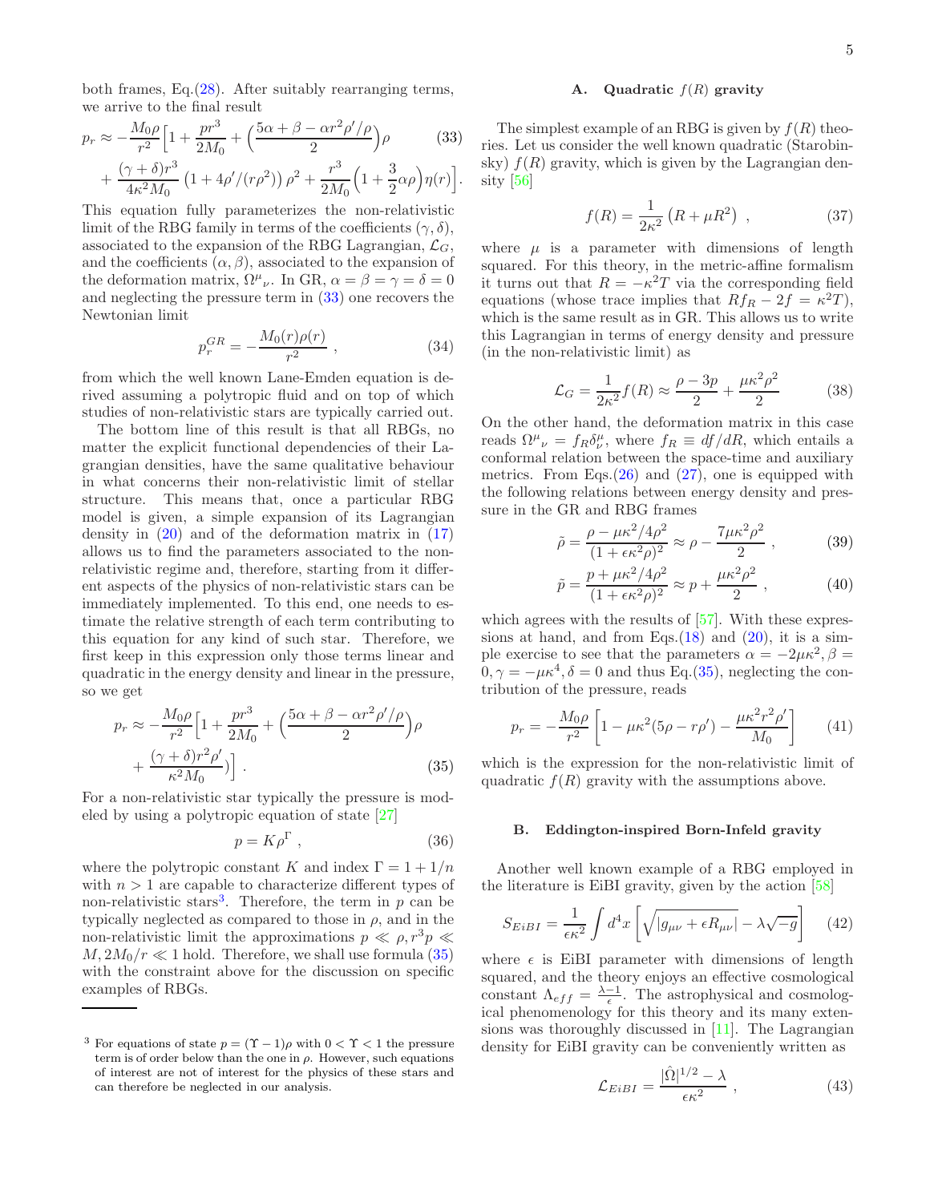both frames, Eq.(28). After suitably rearranging terms, we arrive to the final result

$$p_r \approx -\frac{M_0\rho}{r^2}\Big[1+\frac{pr^3}{2M_0}+\Big(\frac{5\alpha+\beta-\alpha r^2\rho'/\rho}{2}\Big)\rho \tag{33}$$
$$+\frac{(\gamma+\delta)r^3}{4\kappa^2 M_0}\left(1+4\rho'/(r\rho^2)\right)\rho^2+\frac{r^3}{2M_0}\Big(1+\frac{3}{2}\alpha\rho\Big)\eta(r)\Big].$$

This equation fully parameterizes the non-relativistic limit of the RBG family in terms of the coefficients $(\gamma,\delta)$, associated to the expansion of the RBG Lagrangian, $\mathcal{L}_G$, and the coefficients $(\alpha,\beta)$, associated to the expansion of the deformation matrix, $\Omega^\mu{}_\nu$. In GR, $\alpha=\beta=\gamma=\delta=0$ and neglecting the pressure term in (33) one recovers the Newtonian limit

$$p_r^{GR}=-\frac{M_0(r)\rho(r)}{r^2}\ , \tag{34}$$

from which the well known Lane-Emden equation is derived assuming a polytropic fluid and on top of which studies of non-relativistic stars are typically carried out.

The bottom line of this result is that all RBGs, no matter the explicit functional dependencies of their Lagrangian densities, have the same qualitative behaviour in what concerns their non-relativistic limit of stellar structure. This means that, once a particular RBG model is given, a simple expansion of its Lagrangian density in (20) and of the deformation matrix in (17) allows us to find the parameters associated to the non-relativistic regime and, therefore, starting from it different aspects of the physics of non-relativistic stars can be immediately implemented. To this end, one needs to estimate the relative strength of each term contributing to this equation for any kind of such star. Therefore, we first keep in this expression only those terms linear and quadratic in the energy density and linear in the pressure, so we get

$$p_r \approx -\frac{M_0\rho}{r^2}\Big[1+\frac{pr^3}{2M_0}+\Big(\frac{5\alpha+\beta-\alpha r^2\rho'/\rho}{2}\Big)\rho$$
$$+\frac{(\gamma+\delta)r^2\rho'}{\kappa^2 M_0})\Big]\ . \tag{35}$$

For a non-relativistic star typically the pressure is modeled by using a polytropic equation of state [27]

$$p=K\rho^\Gamma\ , \tag{36}$$

where the polytropic constant $K$ and index $\Gamma=1+1/n$ with $n>1$ are capable to characterize different types of non-relativistic stars[3]. Therefore, the term in $p$ can be typically neglected as compared to those in $\rho$, and in the non-relativistic limit the approximations $p\ll\rho, r^3p\ll M, 2M_0/r\ll 1$ hold. Therefore, we shall use formula (35) with the constraint above for the discussion on specific examples of RBGs.

[3] For equations of state $p=(\Upsilon-1)\rho$ with $0<\Upsilon<1$ the pressure term is of order below than the one in $\rho$. However, such equations of interest are not of interest for the physics of these stars and can therefore be neglected in our analysis.

### A. Quadratic $f(R)$ gravity

The simplest example of an RBG is given by $f(R)$ theories. Let us consider the well known quadratic (Starobinsky) $f(R)$ gravity, which is given by the Lagrangian density [56]

$$f(R)=\frac{1}{2\kappa^2}\left(R+\mu R^2\right)\ , \tag{37}$$

where $\mu$ is a parameter with dimensions of length squared. For this theory, in the metric-affine formalism it turns out that $R=-\kappa^2 T$ via the corresponding field equations (whose trace implies that $Rf_R-2f=\kappa^2 T$), which is the same result as in GR. This allows us to write this Lagrangian in terms of energy density and pressure (in the non-relativistic limit) as

$$\mathcal{L}_G=\frac{1}{2\kappa^2}f(R)\approx\frac{\rho-3p}{2}+\frac{\mu\kappa^2\rho^2}{2} \tag{38}$$

On the other hand, the deformation matrix in this case reads $\Omega^\mu{}_\nu=f_R\delta^\mu_\nu$, where $f_R\equiv df/dR$, which entails a conformal relation between the space-time and auxiliary metrics. From Eqs.(26) and (27), one is equipped with the following relations between energy density and pressure in the GR and RBG frames

$$\tilde{\rho}=\frac{\rho-\mu\kappa^2/4\rho^2}{(1+\epsilon\kappa^2\rho)^2}\approx\rho-\frac{7\mu\kappa^2\rho^2}{2}\ , \tag{39}$$

$$\tilde{p}=\frac{p+\mu\kappa^2/4\rho^2}{(1+\epsilon\kappa^2\rho)^2}\approx p+\frac{\mu\kappa^2\rho^2}{2}\ , \tag{40}$$

which agrees with the results of [57]. With these expressions at hand, and from Eqs.(18) and (20), it is a simple exercise to see that the parameters $\alpha=-2\mu\kappa^2,\beta=0,\gamma=-\mu\kappa^4,\delta=0$ and thus Eq.(35), neglecting the contribution of the pressure, reads

$$p_r=-\frac{M_0\rho}{r^2}\left[1-\mu\kappa^2(5\rho-r\rho')-\frac{\mu\kappa^2r^2\rho'}{M_0}\right] \tag{41}$$

which is the expression for the non-relativistic limit of quadratic $f(R)$ gravity with the assumptions above.

### B. Eddington-inspired Born-Infeld gravity

Another well known example of a RBG employed in the literature is EiBI gravity, given by the action [58]

$$S_{EiBI}=\frac{1}{\epsilon\kappa^2}\int d^4x\left[\sqrt{|g_{\mu\nu}+\epsilon R_{\mu\nu}|}-\lambda\sqrt{-g}\right] \tag{42}$$

where $\epsilon$ is EiBI parameter with dimensions of length squared, and the theory enjoys an effective cosmological constant $\Lambda_{eff}=\frac{\lambda-1}{\epsilon}$. The astrophysical and cosmological phenomenology for this theory and its many extensions was thoroughly discussed in [11]. The Lagrangian density for EiBI gravity can be conveniently written as

$$\mathcal{L}_{EiBI}=\frac{|\hat{\Omega}|^{1/2}-\lambda}{\epsilon\kappa^2}\ , \tag{43}$$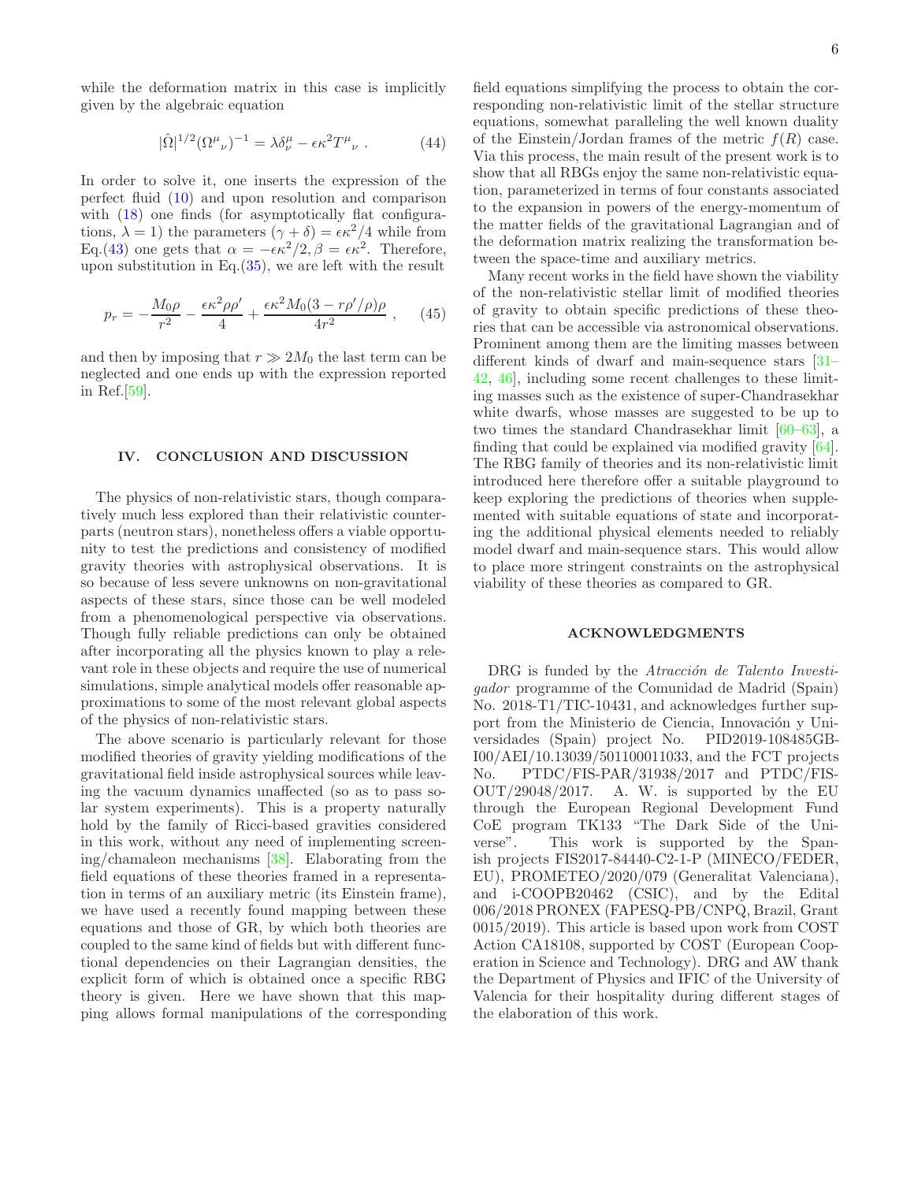while the deformation matrix in this case is implicitly given by the algebraic equation

$$|\hat{\Omega}|^{1/2}(\Omega^{\mu}{}_{\nu})^{-1} = \lambda\delta^{\mu}_{\nu} - \epsilon\kappa^2 T^{\mu}{}_{\nu} \ . \tag{44}$$

In order to solve it, one inserts the expression of the perfect fluid (10) and upon resolution and comparison with (18) one finds (for asymptotically flat configurations, $\lambda = 1$) the parameters $(\gamma + \delta) = \epsilon\kappa^2/4$ while from Eq.(43) one gets that $\alpha = -\epsilon\kappa^2/2, \beta = \epsilon\kappa^2$. Therefore, upon substitution in Eq.(35), we are left with the result

$$p_r = -\frac{M_0\rho}{r^2} - \frac{\epsilon\kappa^2\rho\rho'}{4} + \frac{\epsilon\kappa^2 M_0(3 - r\rho'/\rho)\rho}{4r^2} \ , \tag{45}$$

and then by imposing that $r \gg 2M_0$ the last term can be neglected and one ends up with the expression reported in Ref.[59].

## IV. CONCLUSION AND DISCUSSION

The physics of non-relativistic stars, though comparatively much less explored than their relativistic counterparts (neutron stars), nonetheless offers a viable opportunity to test the predictions and consistency of modified gravity theories with astrophysical observations. It is so because of less severe unknowns on non-gravitational aspects of these stars, since those can be well modeled from a phenomenological perspective via observations. Though fully reliable predictions can only be obtained after incorporating all the physics known to play a relevant role in these objects and require the use of numerical simulations, simple analytical models offer reasonable approximations to some of the most relevant global aspects of the physics of non-relativistic stars.

The above scenario is particularly relevant for those modified theories of gravity yielding modifications of the gravitational field inside astrophysical sources while leaving the vacuum dynamics unaffected (so as to pass solar system experiments). This is a property naturally hold by the family of Ricci-based gravities considered in this work, without any need of implementing screening/chamaleon mechanisms [38]. Elaborating from the field equations of these theories framed in a representation in terms of an auxiliary metric (its Einstein frame), we have used a recently found mapping between these equations and those of GR, by which both theories are coupled to the same kind of fields but with different functional dependencies on their Lagrangian densities, the explicit form of which is obtained once a specific RBG theory is given. Here we have shown that this mapping allows formal manipulations of the corresponding field equations simplifying the process to obtain the corresponding non-relativistic limit of the stellar structure equations, somewhat paralleling the well known duality of the Einstein/Jordan frames of the metric $f(R)$ case. Via this process, the main result of the present work is to show that all RBGs enjoy the same non-relativistic equation, parameterized in terms of four constants associated to the expansion in powers of the energy-momentum of the matter fields of the gravitational Lagrangian and of the deformation matrix realizing the transformation between the space-time and auxiliary metrics.

Many recent works in the field have shown the viability of the non-relativistic stellar limit of modified theories of gravity to obtain specific predictions of these theories that can be accessible via astronomical observations. Prominent among them are the limiting masses between different kinds of dwarf and main-sequence stars [31–42, 46], including some recent challenges to these limiting masses such as the existence of super-Chandrasekhar white dwarfs, whose masses are suggested to be up to two times the standard Chandrasekhar limit [60–63], a finding that could be explained via modified gravity [64]. The RBG family of theories and its non-relativistic limit introduced here therefore offer a suitable playground to keep exploring the predictions of theories when supplemented with suitable equations of state and incorporating the additional physical elements needed to reliably model dwarf and main-sequence stars. This would allow to place more stringent constraints on the astrophysical viability of these theories as compared to GR.

## ACKNOWLEDGMENTS

DRG is funded by the *Atracción de Talento Investigador* programme of the Comunidad de Madrid (Spain) No. 2018-T1/TIC-10431, and acknowledges further support from the Ministerio de Ciencia, Innovación y Universidades (Spain) project No. PID2019-108485GB-I00/AEI/10.13039/501100011033, and the FCT projects No. PTDC/FIS-PAR/31938/2017 and PTDC/FIS-OUT/29048/2017. A. W. is supported by the EU through the European Regional Development Fund CoE program TK133 "The Dark Side of the Universe". This work is supported by the Spanish projects FIS2017-84440-C2-1-P (MINECO/FEDER, EU), PROMETEO/2020/079 (Generalitat Valenciana), and i-COOPB20462 (CSIC), and by the Edital 006/2018 PRONEX (FAPESQ-PB/CNPQ, Brazil, Grant 0015/2019). This article is based upon work from COST Action CA18108, supported by COST (European Cooperation in Science and Technology). DRG and AW thank the Department of Physics and IFIC of the University of Valencia for their hospitality during different stages of the elaboration of this work.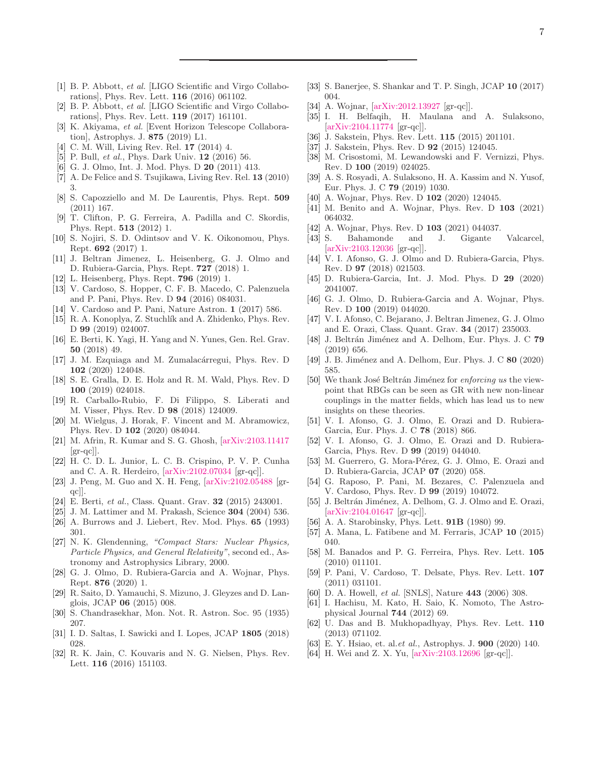[1] B. P. Abbott, *et al.* [LIGO Scientific and Virgo Collaborations], Phys. Rev. Lett. **116** (2016) 061102.

[2] B. P. Abbott, *et al.* [LIGO Scientific and Virgo Collaborations], Phys. Rev. Lett. **119** (2017) 161101.

[3] K. Akiyama, *et al.* [Event Horizon Telescope Collaboration], Astrophys. J. **875** (2019) L1.

[4] C. M. Will, Living Rev. Rel. **17** (2014) 4.

[5] P. Bull, *et al.*, Phys. Dark Univ. **12** (2016) 56.

[6] G. J. Olmo, Int. J. Mod. Phys. D **20** (2011) 413.

[7] A. De Felice and S. Tsujikawa, Living Rev. Rel. **13** (2010) 3.

[8] S. Capozziello and M. De Laurentis, Phys. Rept. **509** (2011) 167.

[9] T. Clifton, P. G. Ferreira, A. Padilla and C. Skordis, Phys. Rept. **513** (2012) 1.

[10] S. Nojiri, S. D. Odintsov and V. K. Oikonomou, Phys. Rept. **692** (2017) 1.

[11] J. Beltran Jimenez, L. Heisenberg, G. J. Olmo and D. Rubiera-Garcia, Phys. Rept. **727** (2018) 1.

[12] L. Heisenberg, Phys. Rept. **796** (2019) 1.

[13] V. Cardoso, S. Hopper, C. F. B. Macedo, C. Palenzuela and P. Pani, Phys. Rev. D **94** (2016) 084031.

[14] V. Cardoso and P. Pani, Nature Astron. **1** (2017) 586.

[15] R. A. Konoplya, Z. Stuchlík and A. Zhidenko, Phys. Rev. D **99** (2019) 024007.

[16] E. Berti, K. Yagi, H. Yang and N. Yunes, Gen. Rel. Grav. **50** (2018) 49.

[17] J. M. Ezquiaga and M. Zumalacárregui, Phys. Rev. D **102** (2020) 124048.

[18] S. E. Gralla, D. E. Holz and R. M. Wald, Phys. Rev. D **100** (2019) 024018.

[19] R. Carballo-Rubio, F. Di Filippo, S. Liberati and M. Visser, Phys. Rev. D **98** (2018) 124009.

[20] M. Wielgus, J. Horak, F. Vincent and M. Abramowicz, Phys. Rev. D **102** (2020) 084044.

[21] M. Afrin, R. Kumar and S. G. Ghosh, [arXiv:2103.11417 [gr-qc]].

[22] H. C. D. L. Junior, L. C. B. Crispino, P. V. P. Cunha and C. A. R. Herdeiro, [arXiv:2102.07034 [gr-qc]].

[23] J. Peng, M. Guo and X. H. Feng, [arXiv:2102.05488 [gr-qc]].

[24] E. Berti, *et al.*, Class. Quant. Grav. **32** (2015) 243001.

[25] J. M. Lattimer and M. Prakash, Science **304** (2004) 536.

[26] A. Burrows and J. Liebert, Rev. Mod. Phys. **65** (1993) 301.

[27] N. K. Glendenning, *"Compact Stars: Nuclear Physics, Particle Physics, and General Relativity"*, second ed., Astronomy and Astrophysics Library, 2000.

[28] G. J. Olmo, D. Rubiera-Garcia and A. Wojnar, Phys. Rept. **876** (2020) 1.

[29] R. Saito, D. Yamauchi, S. Mizuno, J. Gleyzes and D. Langlois, JCAP **06** (2015) 008.

[30] S. Chandrasekhar, Mon. Not. R. Astron. Soc. 95 (1935) 207.

[31] I. D. Saltas, I. Sawicki and I. Lopes, JCAP **1805** (2018) 028.

[32] R. K. Jain, C. Kouvaris and N. G. Nielsen, Phys. Rev. Lett. **116** (2016) 151103.

[33] S. Banerjee, S. Shankar and T. P. Singh, JCAP **10** (2017) 004.

[34] A. Wojnar, [arXiv:2012.13927 [gr-qc]].

[35] I. H. Belfaqih, H. Maulana and A. Sulaksono, [arXiv:2104.11774 [gr-qc]].

[36] J. Sakstein, Phys. Rev. Lett. **115** (2015) 201101.

[37] J. Sakstein, Phys. Rev. D **92** (2015) 124045.

[38] M. Crisostomi, M. Lewandowski and F. Vernizzi, Phys. Rev. D **100** (2019) 024025.

[39] A. S. Rosyadi, A. Sulaksono, H. A. Kassim and N. Yusof, Eur. Phys. J. C **79** (2019) 1030.

[40] A. Wojnar, Phys. Rev. D **102** (2020) 124045.

[41] M. Benito and A. Wojnar, Phys. Rev. D **103** (2021) 064032.

[42] A. Wojnar, Phys. Rev. D **103** (2021) 044037.

[43] S. Bahamonde and J. Gigante Valcarcel, [arXiv:2103.12036 [gr-qc]].

[44] V. I. Afonso, G. J. Olmo and D. Rubiera-Garcia, Phys. Rev. D **97** (2018) 021503.

[45] D. Rubiera-Garcia, Int. J. Mod. Phys. D **29** (2020) 2041007.

[46] G. J. Olmo, D. Rubiera-Garcia and A. Wojnar, Phys. Rev. D **100** (2019) 044020.

[47] V. I. Afonso, C. Bejarano, J. Beltran Jimenez, G. J. Olmo and E. Orazi, Class. Quant. Grav. **34** (2017) 235003.

[48] J. Beltrán Jiménez and A. Delhom, Eur. Phys. J. C **79** (2019) 656.

[49] J. B. Jiménez and A. Delhom, Eur. Phys. J. C **80** (2020) 585.

[50] We thank José Beltrán Jiménez for *enforcing us* the viewpoint that RBGs can be seen as GR with new non-linear couplings in the matter fields, which has lead us to new insights on these theories.

[51] V. I. Afonso, G. J. Olmo, E. Orazi and D. Rubiera-Garcia, Eur. Phys. J. C **78** (2018) 866.

[52] V. I. Afonso, G. J. Olmo, E. Orazi and D. Rubiera-Garcia, Phys. Rev. D **99** (2019) 044040.

[53] M. Guerrero, G. Mora-Pérez, G. J. Olmo, E. Orazi and D. Rubiera-Garcia, JCAP **07** (2020) 058.

[54] G. Raposo, P. Pani, M. Bezares, C. Palenzuela and V. Cardoso, Phys. Rev. D **99** (2019) 104072.

[55] J. Beltrán Jiménez, A. Delhom, G. J. Olmo and E. Orazi, [arXiv:2104.01647 [gr-qc]].

[56] A. A. Starobinsky, Phys. Lett. **91B** (1980) 99.

[57] A. Mana, L. Fatibene and M. Ferraris, JCAP **10** (2015) 040.

[58] M. Banados and P. G. Ferreira, Phys. Rev. Lett. **105** (2010) 011101.

[59] P. Pani, V. Cardoso, T. Delsate, Phys. Rev. Lett. **107** (2011) 031101.

[60] D. A. Howell, *et al.* [SNLS], Nature **443** (2006) 308.

[61] I. Hachisu, M. Kato, H. Saio, K. Nomoto, The Astrophysical Journal **744** (2012) 69.

[62] U. Das and B. Mukhopadhyay, Phys. Rev. Lett. **110** (2013) 071102.

[63] E. Y. Hsiao, et. al.*et al.*, Astrophys. J. **900** (2020) 140.

[64] H. Wei and Z. X. Yu, [arXiv:2103.12696 [gr-qc]].